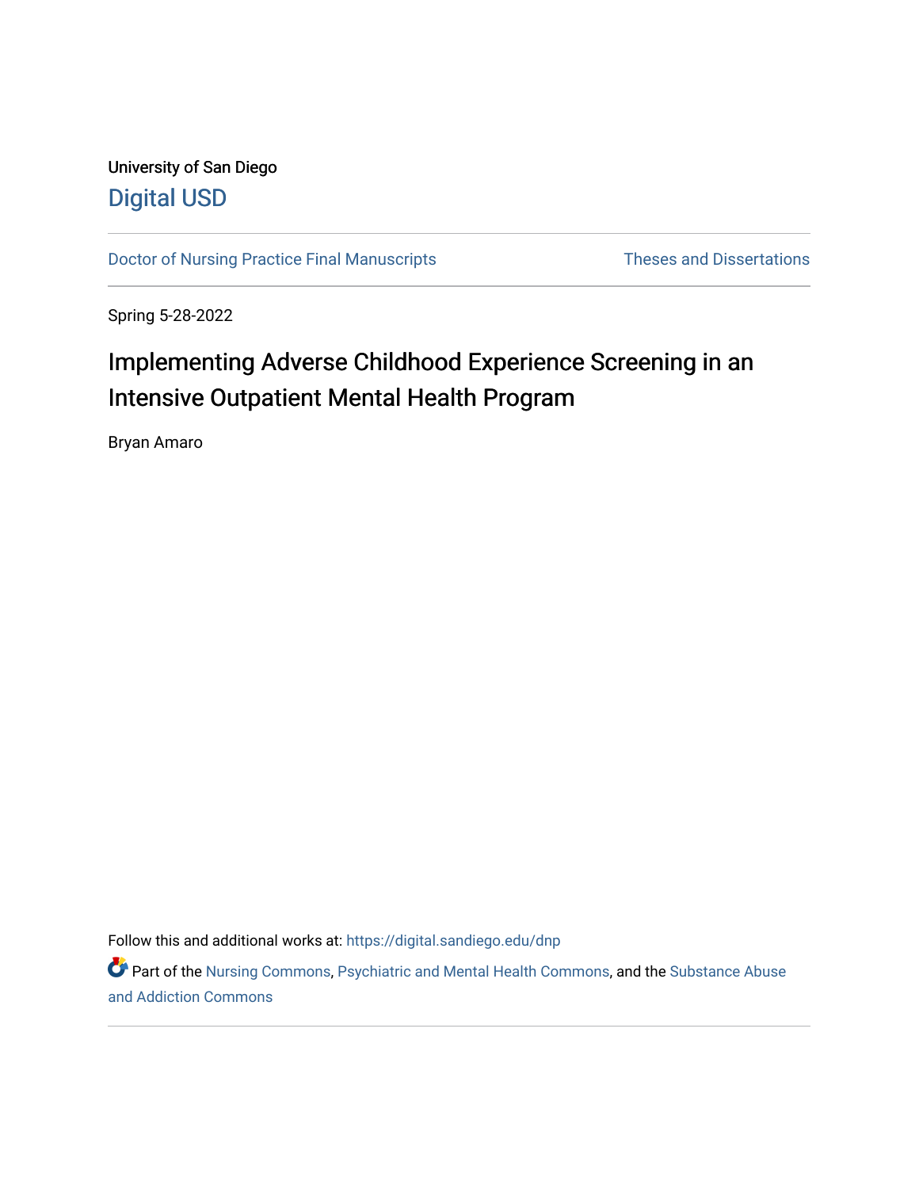University of San Diego

Digital USD

Doctor of Nursing Practice Final Manuscripts

Theses and Dissertations

Spring 5-28-2022

# Implementing Adverse Childhood Experience Screening in an Intensive Outpatient Mental Health Program

Bryan Amaro

Follow this and additional works at: https://digital.sandiego.edu/dnp

Part of the Nursing Commons, Psychiatric and Mental Health Commons, and the Substance Abuse and Addiction Commons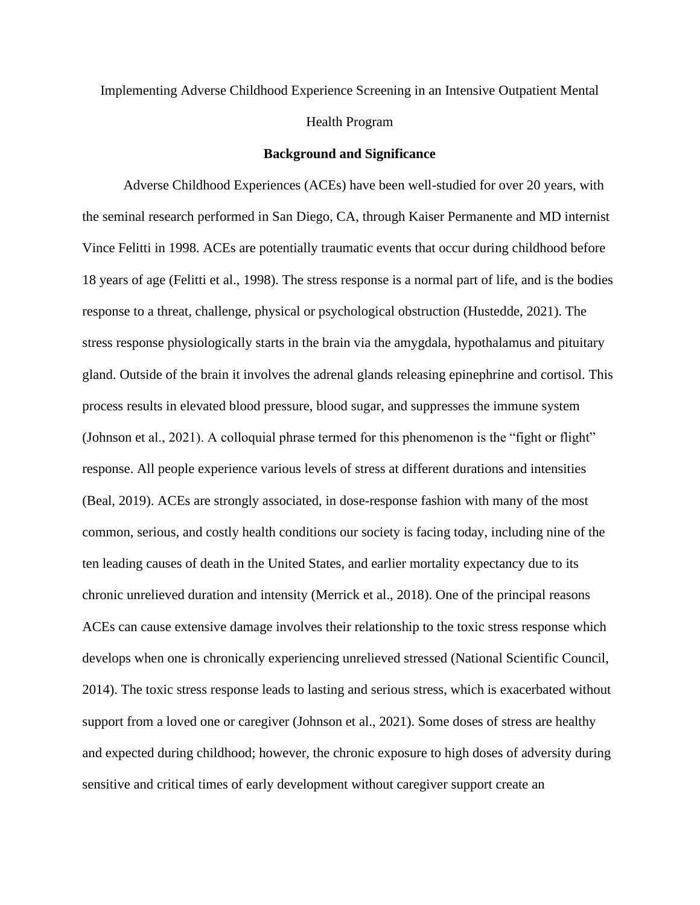Implementing Adverse Childhood Experience Screening in an Intensive Outpatient Mental Health Program

## Background and Significance

Adverse Childhood Experiences (ACEs) have been well-studied for over 20 years, with the seminal research performed in San Diego, CA, through Kaiser Permanente and MD internist Vince Felitti in 1998. ACEs are potentially traumatic events that occur during childhood before 18 years of age (Felitti et al., 1998). The stress response is a normal part of life, and is the bodies response to a threat, challenge, physical or psychological obstruction (Hustedde, 2021). The stress response physiologically starts in the brain via the amygdala, hypothalamus and pituitary gland. Outside of the brain it involves the adrenal glands releasing epinephrine and cortisol. This process results in elevated blood pressure, blood sugar, and suppresses the immune system (Johnson et al., 2021). A colloquial phrase termed for this phenomenon is the "fight or flight" response. All people experience various levels of stress at different durations and intensities (Beal, 2019). ACEs are strongly associated, in dose-response fashion with many of the most common, serious, and costly health conditions our society is facing today, including nine of the ten leading causes of death in the United States, and earlier mortality expectancy due to its chronic unrelieved duration and intensity (Merrick et al., 2018). One of the principal reasons ACEs can cause extensive damage involves their relationship to the toxic stress response which develops when one is chronically experiencing unrelieved stressed (National Scientific Council, 2014). The toxic stress response leads to lasting and serious stress, which is exacerbated without support from a loved one or caregiver (Johnson et al., 2021). Some doses of stress are healthy and expected during childhood; however, the chronic exposure to high doses of adversity during sensitive and critical times of early development without caregiver support create an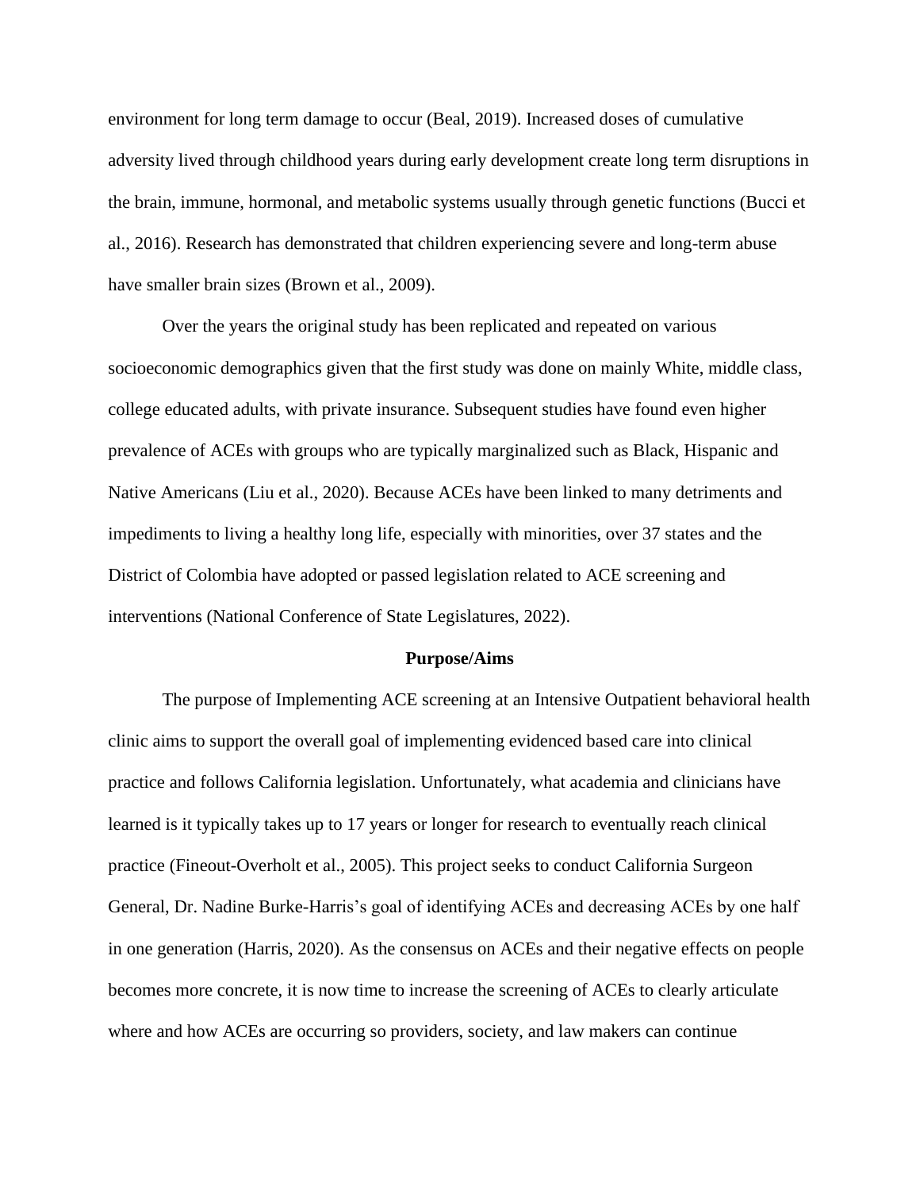environment for long term damage to occur (Beal, 2019). Increased doses of cumulative adversity lived through childhood years during early development create long term disruptions in the brain, immune, hormonal, and metabolic systems usually through genetic functions (Bucci et al., 2016). Research has demonstrated that children experiencing severe and long-term abuse have smaller brain sizes (Brown et al., 2009).

Over the years the original study has been replicated and repeated on various socioeconomic demographics given that the first study was done on mainly White, middle class, college educated adults, with private insurance. Subsequent studies have found even higher prevalence of ACEs with groups who are typically marginalized such as Black, Hispanic and Native Americans (Liu et al., 2020). Because ACEs have been linked to many detriments and impediments to living a healthy long life, especially with minorities, over 37 states and the District of Colombia have adopted or passed legislation related to ACE screening and interventions (National Conference of State Legislatures, 2022).

## Purpose/Aims

The purpose of Implementing ACE screening at an Intensive Outpatient behavioral health clinic aims to support the overall goal of implementing evidenced based care into clinical practice and follows California legislation. Unfortunately, what academia and clinicians have learned is it typically takes up to 17 years or longer for research to eventually reach clinical practice (Fineout-Overholt et al., 2005). This project seeks to conduct California Surgeon General, Dr. Nadine Burke-Harris's goal of identifying ACEs and decreasing ACEs by one half in one generation (Harris, 2020). As the consensus on ACEs and their negative effects on people becomes more concrete, it is now time to increase the screening of ACEs to clearly articulate where and how ACEs are occurring so providers, society, and law makers can continue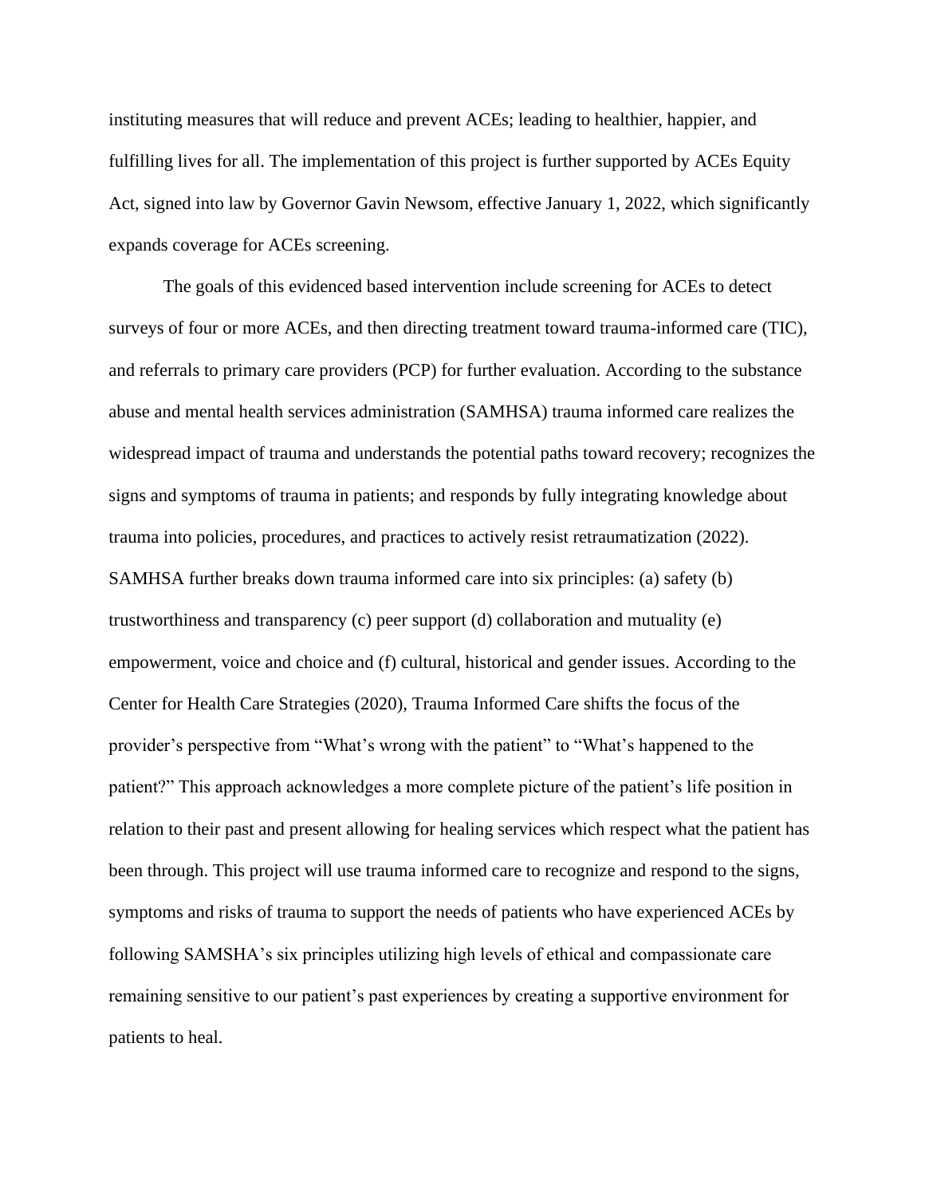instituting measures that will reduce and prevent ACEs; leading to healthier, happier, and fulfilling lives for all. The implementation of this project is further supported by ACEs Equity Act, signed into law by Governor Gavin Newsom, effective January 1, 2022, which significantly expands coverage for ACEs screening.

The goals of this evidenced based intervention include screening for ACEs to detect surveys of four or more ACEs, and then directing treatment toward trauma-informed care (TIC), and referrals to primary care providers (PCP) for further evaluation. According to the substance abuse and mental health services administration (SAMHSA) trauma informed care realizes the widespread impact of trauma and understands the potential paths toward recovery; recognizes the signs and symptoms of trauma in patients; and responds by fully integrating knowledge about trauma into policies, procedures, and practices to actively resist retraumatization (2022). SAMHSA further breaks down trauma informed care into six principles: (a) safety (b) trustworthiness and transparency (c) peer support (d) collaboration and mutuality (e) empowerment, voice and choice and (f) cultural, historical and gender issues. According to the Center for Health Care Strategies (2020), Trauma Informed Care shifts the focus of the provider's perspective from "What's wrong with the patient" to "What's happened to the patient?" This approach acknowledges a more complete picture of the patient's life position in relation to their past and present allowing for healing services which respect what the patient has been through. This project will use trauma informed care to recognize and respond to the signs, symptoms and risks of trauma to support the needs of patients who have experienced ACEs by following SAMSHA's six principles utilizing high levels of ethical and compassionate care remaining sensitive to our patient's past experiences by creating a supportive environment for patients to heal.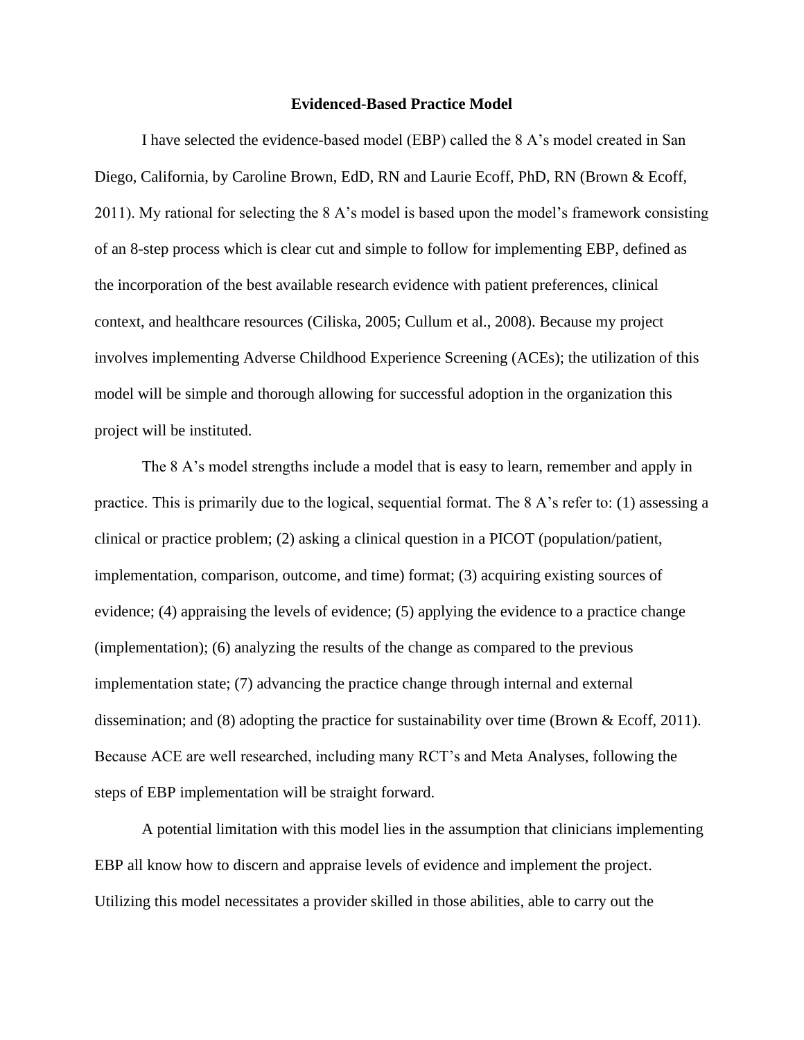## Evidenced-Based Practice Model

I have selected the evidence-based model (EBP) called the 8 A's model created in San Diego, California, by Caroline Brown, EdD, RN and Laurie Ecoff, PhD, RN (Brown & Ecoff, 2011). My rational for selecting the 8 A's model is based upon the model's framework consisting of an 8-step process which is clear cut and simple to follow for implementing EBP, defined as the incorporation of the best available research evidence with patient preferences, clinical context, and healthcare resources (Ciliska, 2005; Cullum et al., 2008). Because my project involves implementing Adverse Childhood Experience Screening (ACEs); the utilization of this model will be simple and thorough allowing for successful adoption in the organization this project will be instituted.

The 8 A's model strengths include a model that is easy to learn, remember and apply in practice. This is primarily due to the logical, sequential format. The 8 A's refer to: (1) assessing a clinical or practice problem; (2) asking a clinical question in a PICOT (population/patient, implementation, comparison, outcome, and time) format; (3) acquiring existing sources of evidence; (4) appraising the levels of evidence; (5) applying the evidence to a practice change (implementation); (6) analyzing the results of the change as compared to the previous implementation state; (7) advancing the practice change through internal and external dissemination; and (8) adopting the practice for sustainability over time (Brown & Ecoff, 2011). Because ACE are well researched, including many RCT's and Meta Analyses, following the steps of EBP implementation will be straight forward.

A potential limitation with this model lies in the assumption that clinicians implementing EBP all know how to discern and appraise levels of evidence and implement the project. Utilizing this model necessitates a provider skilled in those abilities, able to carry out the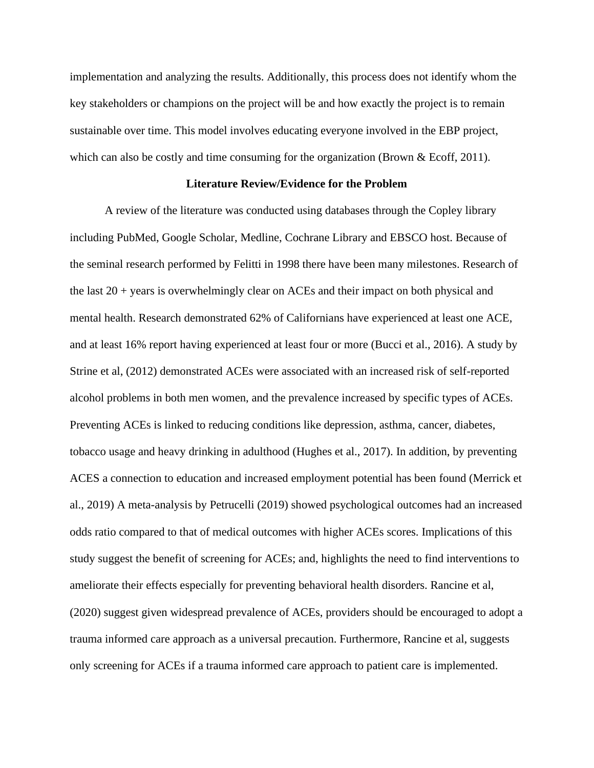implementation and analyzing the results. Additionally, this process does not identify whom the key stakeholders or champions on the project will be and how exactly the project is to remain sustainable over time. This model involves educating everyone involved in the EBP project, which can also be costly and time consuming for the organization (Brown & Ecoff, 2011).

## Literature Review/Evidence for the Problem

A review of the literature was conducted using databases through the Copley library including PubMed, Google Scholar, Medline, Cochrane Library and EBSCO host. Because of the seminal research performed by Felitti in 1998 there have been many milestones. Research of the last 20 + years is overwhelmingly clear on ACEs and their impact on both physical and mental health. Research demonstrated 62% of Californians have experienced at least one ACE, and at least 16% report having experienced at least four or more (Bucci et al., 2016). A study by Strine et al, (2012) demonstrated ACEs were associated with an increased risk of self-reported alcohol problems in both men women, and the prevalence increased by specific types of ACEs. Preventing ACEs is linked to reducing conditions like depression, asthma, cancer, diabetes, tobacco usage and heavy drinking in adulthood (Hughes et al., 2017). In addition, by preventing ACES a connection to education and increased employment potential has been found (Merrick et al., 2019) A meta-analysis by Petrucelli (2019) showed psychological outcomes had an increased odds ratio compared to that of medical outcomes with higher ACEs scores. Implications of this study suggest the benefit of screening for ACEs; and, highlights the need to find interventions to ameliorate their effects especially for preventing behavioral health disorders. Rancine et al, (2020) suggest given widespread prevalence of ACEs, providers should be encouraged to adopt a trauma informed care approach as a universal precaution. Furthermore, Rancine et al, suggests only screening for ACEs if a trauma informed care approach to patient care is implemented.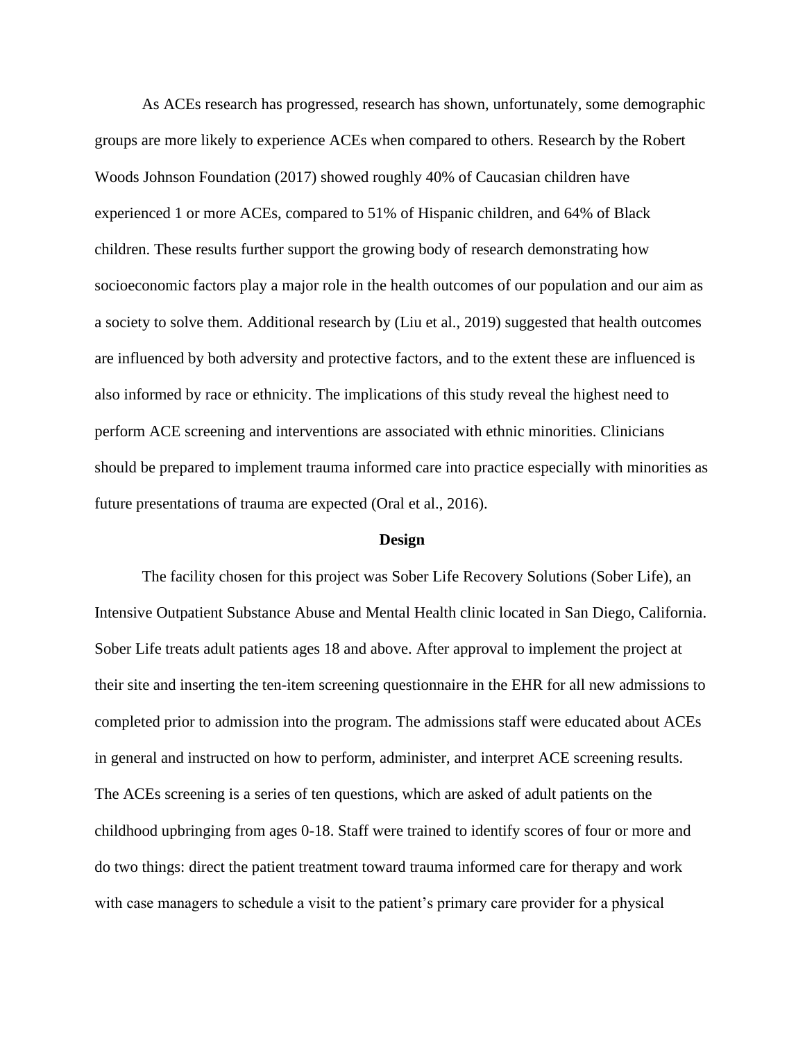As ACEs research has progressed, research has shown, unfortunately, some demographic groups are more likely to experience ACEs when compared to others. Research by the Robert Woods Johnson Foundation (2017) showed roughly 40% of Caucasian children have experienced 1 or more ACEs, compared to 51% of Hispanic children, and 64% of Black children. These results further support the growing body of research demonstrating how socioeconomic factors play a major role in the health outcomes of our population and our aim as a society to solve them. Additional research by (Liu et al., 2019) suggested that health outcomes are influenced by both adversity and protective factors, and to the extent these are influenced is also informed by race or ethnicity. The implications of this study reveal the highest need to perform ACE screening and interventions are associated with ethnic minorities. Clinicians should be prepared to implement trauma informed care into practice especially with minorities as future presentations of trauma are expected (Oral et al., 2016).

## Design

The facility chosen for this project was Sober Life Recovery Solutions (Sober Life), an Intensive Outpatient Substance Abuse and Mental Health clinic located in San Diego, California. Sober Life treats adult patients ages 18 and above. After approval to implement the project at their site and inserting the ten-item screening questionnaire in the EHR for all new admissions to completed prior to admission into the program. The admissions staff were educated about ACEs in general and instructed on how to perform, administer, and interpret ACE screening results. The ACEs screening is a series of ten questions, which are asked of adult patients on the childhood upbringing from ages 0-18. Staff were trained to identify scores of four or more and do two things: direct the patient treatment toward trauma informed care for therapy and work with case managers to schedule a visit to the patient's primary care provider for a physical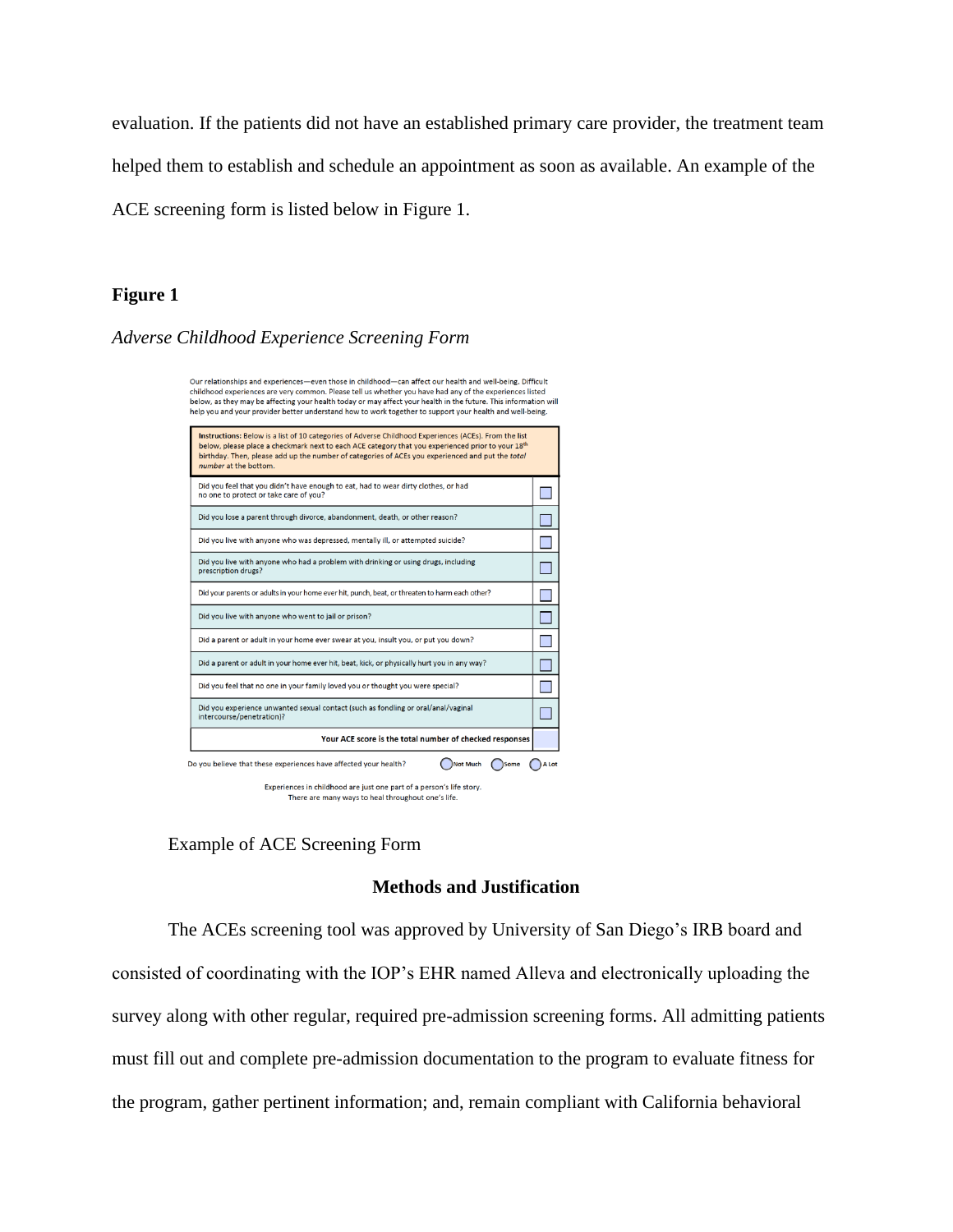evaluation. If the patients did not have an established primary care provider, the treatment team helped them to establish and schedule an appointment as soon as available. An example of the ACE screening form is listed below in Figure 1.

**Figure 1**

*Adverse Childhood Experience Screening Form*

Our relationships and experiences—even those in childhood—can affect our health and well-being. Difficult childhood experiences are very common. Please tell us whether you have had any of the experiences listed below, as they may be affecting your health today or may affect your health in the future. This information will help you and your provider better understand how to work together to support your health and well-being.

| **Instructions:** Below is a list of 10 categories of Adverse Childhood Experiences (ACEs). From the list below, please place a checkmark next to each ACE category that you experienced prior to your 18th birthday. Then, please add up the number of categories of ACEs you experienced and put the *total number* at the bottom. | |
|---|---|
| Did you feel that you didn't have enough to eat, had to wear dirty clothes, or had no one to protect or take care of you? | ☐ |
| Did you lose a parent through divorce, abandonment, death, or other reason? | ☐ |
| Did you live with anyone who was depressed, mentally ill, or attempted suicide? | ☐ |
| Did you live with anyone who had a problem with drinking or using drugs, including prescription drugs? | ☐ |
| Did your parents or adults in your home ever hit, punch, beat, or threaten to harm each other? | ☐ |
| Did you live with anyone who went to jail or prison? | ☐ |
| Did a parent or adult in your home ever swear at you, insult you, or put you down? | ☐ |
| Did a parent or adult in your home ever hit, beat, kick, or physically hurt you in any way? | ☐ |
| Did you feel that no one in your family loved you or thought you were special? | ☐ |
| Did you experience unwanted sexual contact (such as fondling or oral/anal/vaginal intercourse/penetration)? | ☐ |
| **Your ACE score is the total number of checked responses** | |

Do you believe that these experiences have affected your health? ○ Not Much ○ Some ○ A Lot

Experiences in childhood are just one part of a person's life story.
There are many ways to heal throughout one's life.

Example of ACE Screening Form

## Methods and Justification

The ACEs screening tool was approved by University of San Diego's IRB board and consisted of coordinating with the IOP's EHR named Alleva and electronically uploading the survey along with other regular, required pre-admission screening forms. All admitting patients must fill out and complete pre-admission documentation to the program to evaluate fitness for the program, gather pertinent information; and, remain compliant with California behavioral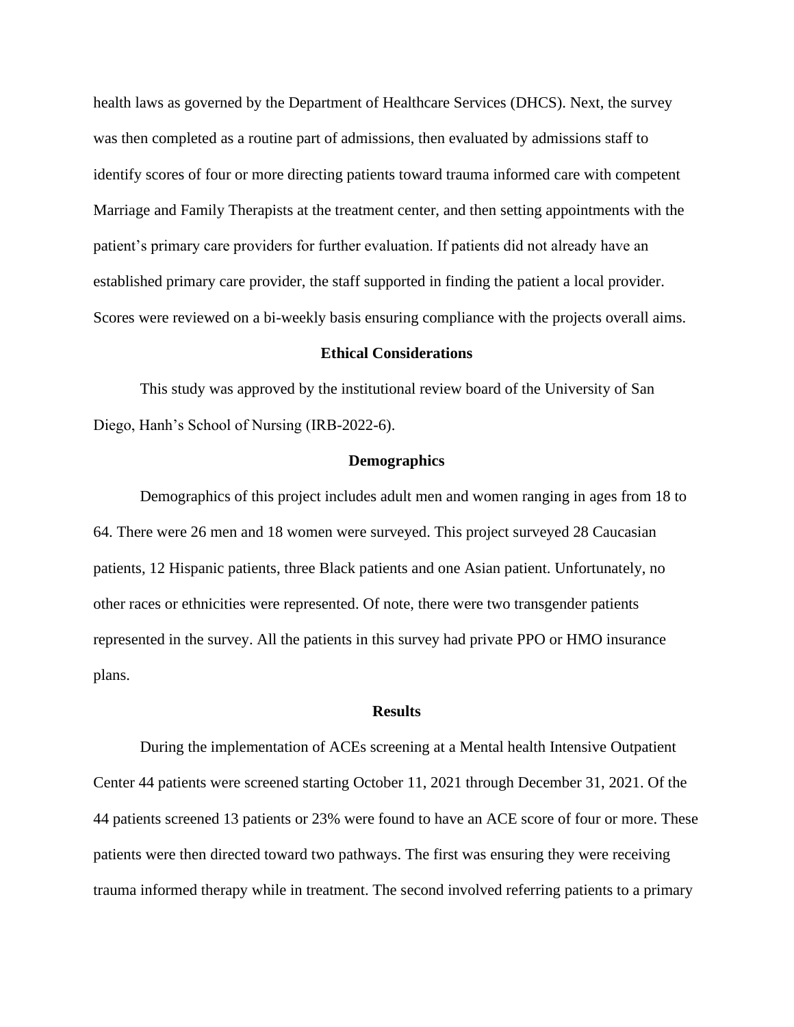health laws as governed by the Department of Healthcare Services (DHCS). Next, the survey was then completed as a routine part of admissions, then evaluated by admissions staff to identify scores of four or more directing patients toward trauma informed care with competent Marriage and Family Therapists at the treatment center, and then setting appointments with the patient's primary care providers for further evaluation. If patients did not already have an established primary care provider, the staff supported in finding the patient a local provider. Scores were reviewed on a bi-weekly basis ensuring compliance with the projects overall aims.

## Ethical Considerations

This study was approved by the institutional review board of the University of San Diego, Hanh's School of Nursing (IRB-2022-6).

## Demographics

Demographics of this project includes adult men and women ranging in ages from 18 to 64. There were 26 men and 18 women were surveyed. This project surveyed 28 Caucasian patients, 12 Hispanic patients, three Black patients and one Asian patient. Unfortunately, no other races or ethnicities were represented. Of note, there were two transgender patients represented in the survey. All the patients in this survey had private PPO or HMO insurance plans.

## Results

During the implementation of ACEs screening at a Mental health Intensive Outpatient Center 44 patients were screened starting October 11, 2021 through December 31, 2021. Of the 44 patients screened 13 patients or 23% were found to have an ACE score of four or more. These patients were then directed toward two pathways. The first was ensuring they were receiving trauma informed therapy while in treatment. The second involved referring patients to a primary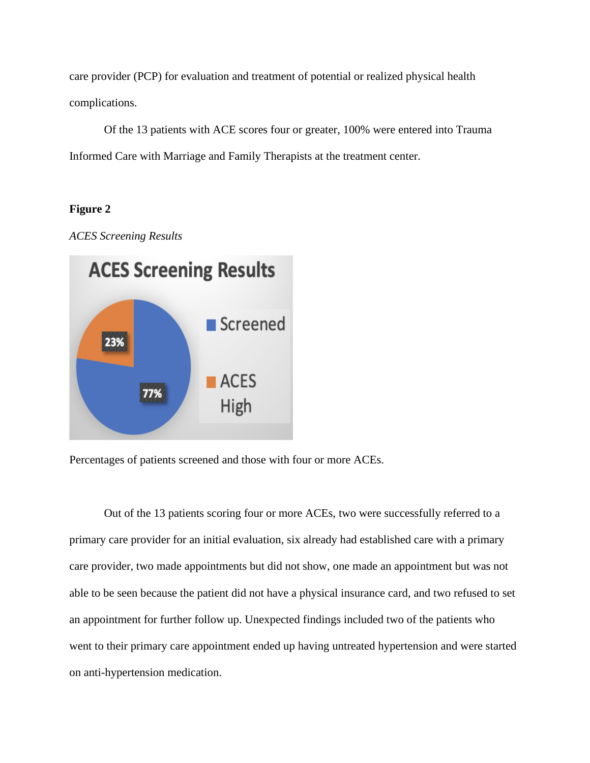care provider (PCP) for evaluation and treatment of potential or realized physical health complications.

Of the 13 patients with ACE scores four or greater, 100% were entered into Trauma Informed Care with Marriage and Family Therapists at the treatment center.

**Figure 2**

*ACES Screening Results*

Percentages of patients screened and those with four or more ACEs.

Out of the 13 patients scoring four or more ACEs, two were successfully referred to a primary care provider for an initial evaluation, six already had established care with a primary care provider, two made appointments but did not show, one made an appointment but was not able to be seen because the patient did not have a physical insurance card, and two refused to set an appointment for further follow up. Unexpected findings included two of the patients who went to their primary care appointment ended up having untreated hypertension and were started on anti-hypertension medication.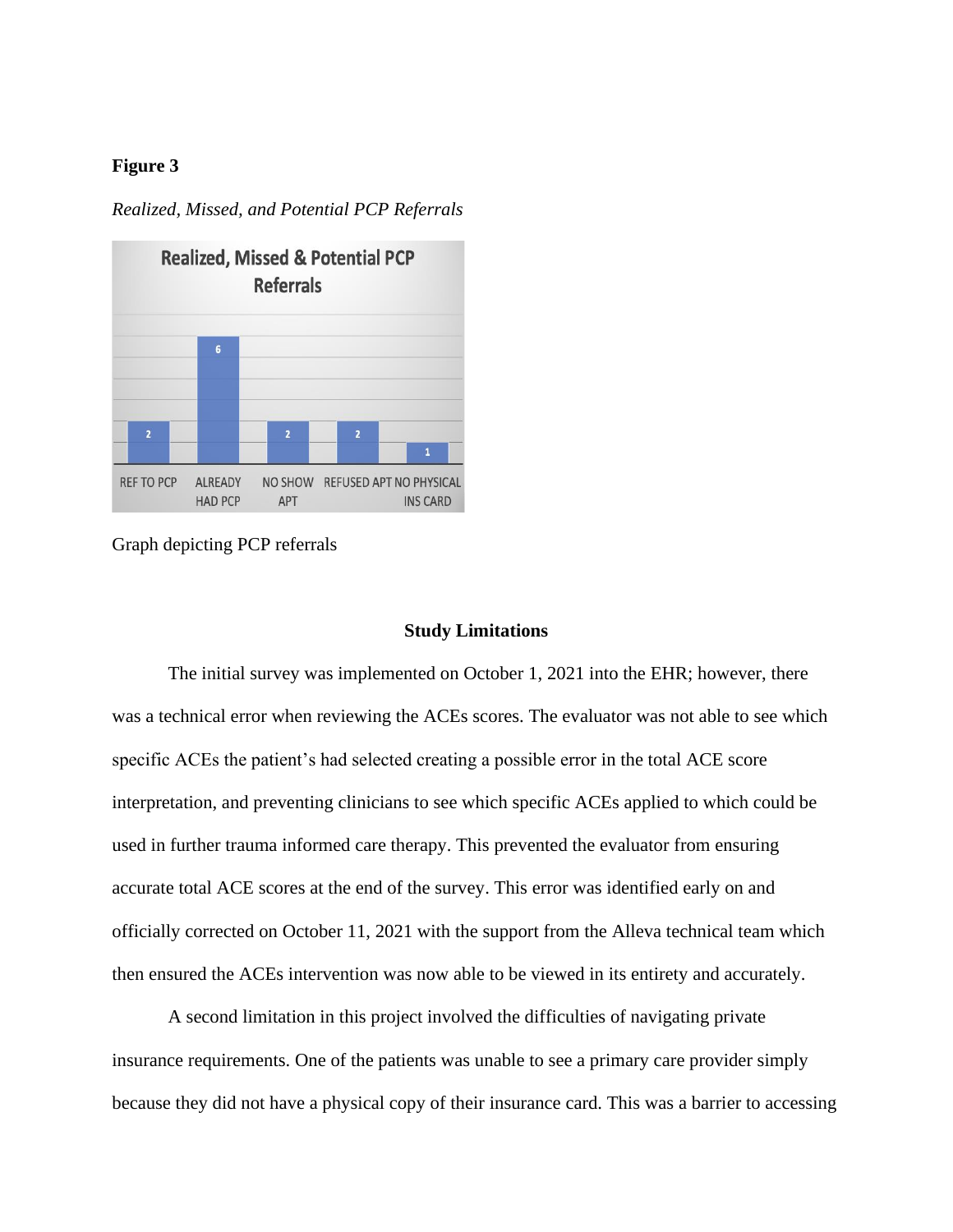**Figure 3**

*Realized, Missed, and Potential PCP Referrals*

Graph depicting PCP referrals

## Study Limitations

The initial survey was implemented on October 1, 2021 into the EHR; however, there was a technical error when reviewing the ACEs scores. The evaluator was not able to see which specific ACEs the patient's had selected creating a possible error in the total ACE score interpretation, and preventing clinicians to see which specific ACEs applied to which could be used in further trauma informed care therapy. This prevented the evaluator from ensuring accurate total ACE scores at the end of the survey. This error was identified early on and officially corrected on October 11, 2021 with the support from the Alleva technical team which then ensured the ACEs intervention was now able to be viewed in its entirety and accurately.

A second limitation in this project involved the difficulties of navigating private insurance requirements. One of the patients was unable to see a primary care provider simply because they did not have a physical copy of their insurance card. This was a barrier to accessing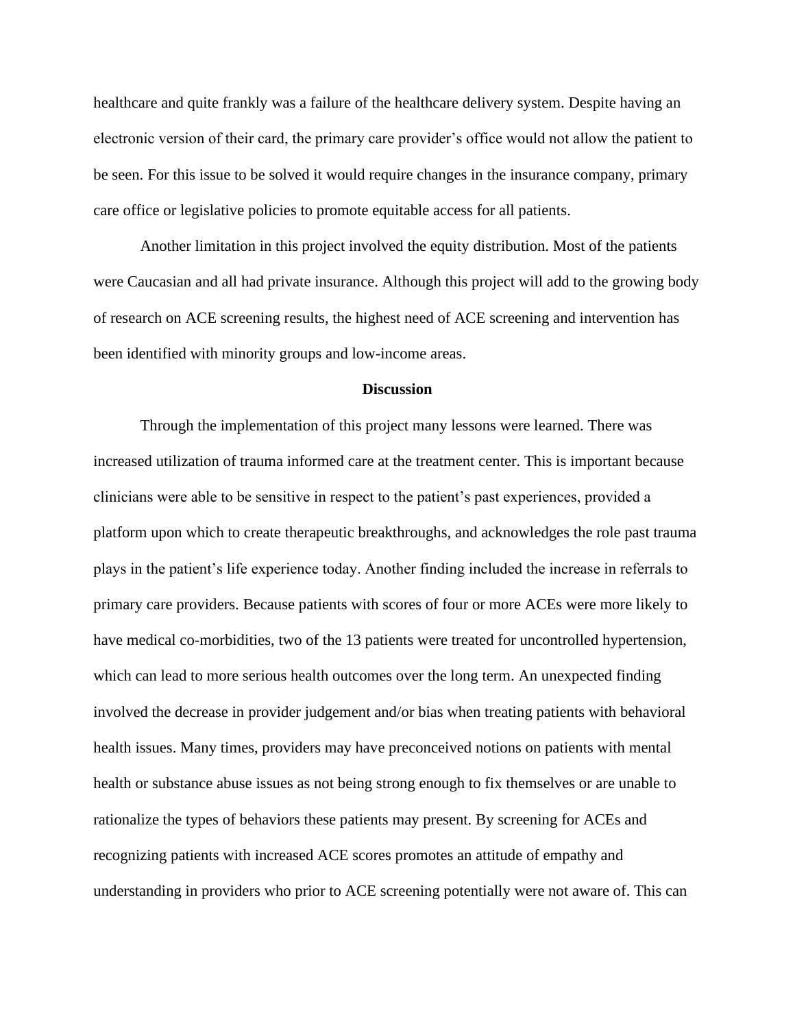healthcare and quite frankly was a failure of the healthcare delivery system. Despite having an electronic version of their card, the primary care provider's office would not allow the patient to be seen. For this issue to be solved it would require changes in the insurance company, primary care office or legislative policies to promote equitable access for all patients.

Another limitation in this project involved the equity distribution. Most of the patients were Caucasian and all had private insurance. Although this project will add to the growing body of research on ACE screening results, the highest need of ACE screening and intervention has been identified with minority groups and low-income areas.

## Discussion

Through the implementation of this project many lessons were learned. There was increased utilization of trauma informed care at the treatment center. This is important because clinicians were able to be sensitive in respect to the patient's past experiences, provided a platform upon which to create therapeutic breakthroughs, and acknowledges the role past trauma plays in the patient's life experience today. Another finding included the increase in referrals to primary care providers. Because patients with scores of four or more ACEs were more likely to have medical co-morbidities, two of the 13 patients were treated for uncontrolled hypertension, which can lead to more serious health outcomes over the long term. An unexpected finding involved the decrease in provider judgement and/or bias when treating patients with behavioral health issues. Many times, providers may have preconceived notions on patients with mental health or substance abuse issues as not being strong enough to fix themselves or are unable to rationalize the types of behaviors these patients may present. By screening for ACEs and recognizing patients with increased ACE scores promotes an attitude of empathy and understanding in providers who prior to ACE screening potentially were not aware of. This can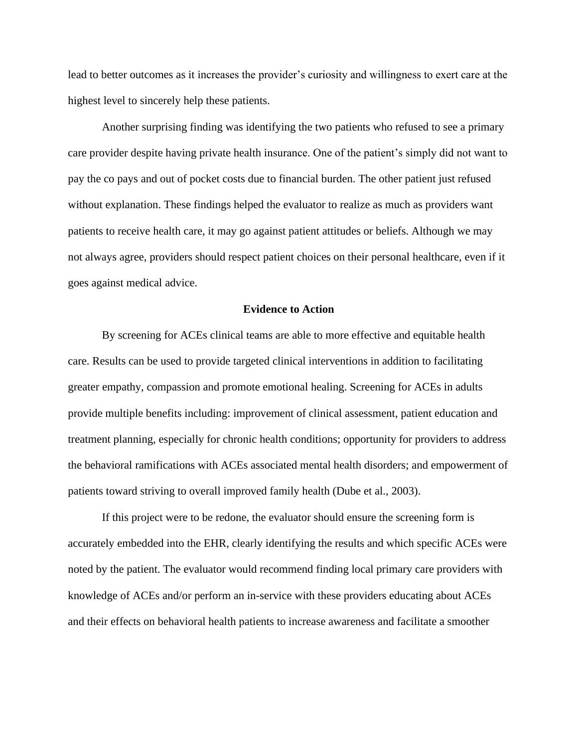lead to better outcomes as it increases the provider's curiosity and willingness to exert care at the highest level to sincerely help these patients.

Another surprising finding was identifying the two patients who refused to see a primary care provider despite having private health insurance. One of the patient's simply did not want to pay the co pays and out of pocket costs due to financial burden. The other patient just refused without explanation. These findings helped the evaluator to realize as much as providers want patients to receive health care, it may go against patient attitudes or beliefs. Although we may not always agree, providers should respect patient choices on their personal healthcare, even if it goes against medical advice.

## Evidence to Action

By screening for ACEs clinical teams are able to more effective and equitable health care. Results can be used to provide targeted clinical interventions in addition to facilitating greater empathy, compassion and promote emotional healing. Screening for ACEs in adults provide multiple benefits including: improvement of clinical assessment, patient education and treatment planning, especially for chronic health conditions; opportunity for providers to address the behavioral ramifications with ACEs associated mental health disorders; and empowerment of patients toward striving to overall improved family health (Dube et al., 2003).

If this project were to be redone, the evaluator should ensure the screening form is accurately embedded into the EHR, clearly identifying the results and which specific ACEs were noted by the patient. The evaluator would recommend finding local primary care providers with knowledge of ACEs and/or perform an in-service with these providers educating about ACEs and their effects on behavioral health patients to increase awareness and facilitate a smoother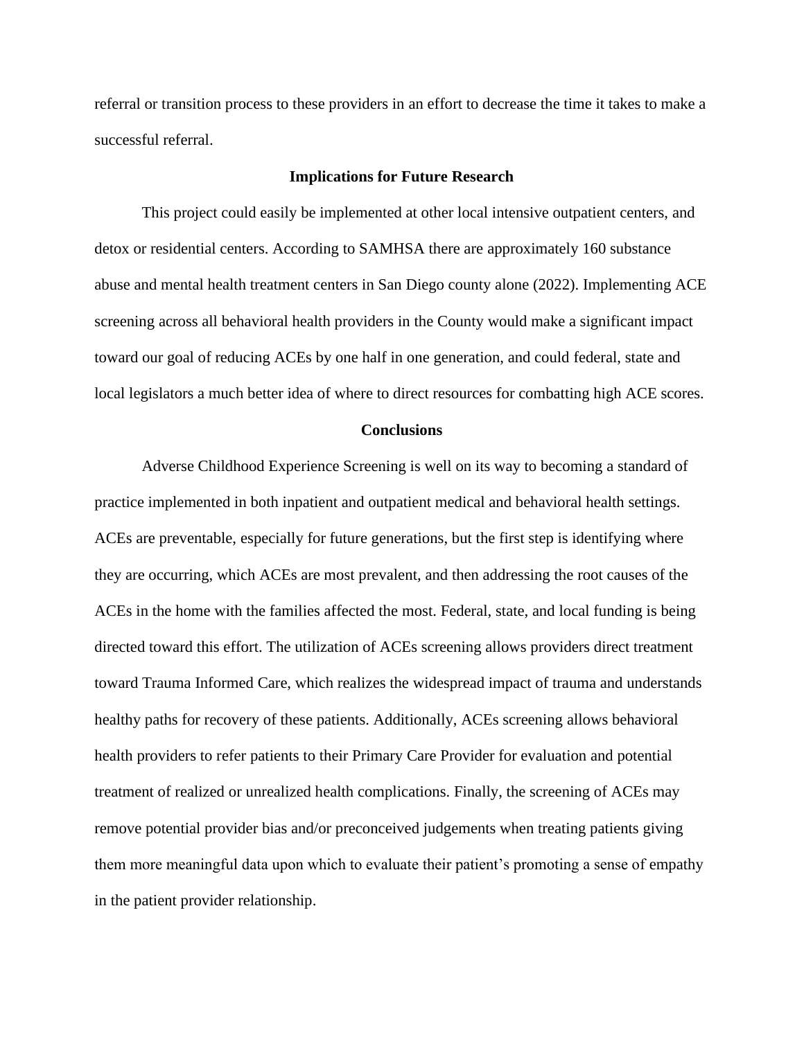referral or transition process to these providers in an effort to decrease the time it takes to make a successful referral.

## Implications for Future Research

This project could easily be implemented at other local intensive outpatient centers, and detox or residential centers. According to SAMHSA there are approximately 160 substance abuse and mental health treatment centers in San Diego county alone (2022). Implementing ACE screening across all behavioral health providers in the County would make a significant impact toward our goal of reducing ACEs by one half in one generation, and could federal, state and local legislators a much better idea of where to direct resources for combatting high ACE scores.

## Conclusions

Adverse Childhood Experience Screening is well on its way to becoming a standard of practice implemented in both inpatient and outpatient medical and behavioral health settings. ACEs are preventable, especially for future generations, but the first step is identifying where they are occurring, which ACEs are most prevalent, and then addressing the root causes of the ACEs in the home with the families affected the most. Federal, state, and local funding is being directed toward this effort. The utilization of ACEs screening allows providers direct treatment toward Trauma Informed Care, which realizes the widespread impact of trauma and understands healthy paths for recovery of these patients. Additionally, ACEs screening allows behavioral health providers to refer patients to their Primary Care Provider for evaluation and potential treatment of realized or unrealized health complications. Finally, the screening of ACEs may remove potential provider bias and/or preconceived judgements when treating patients giving them more meaningful data upon which to evaluate their patient's promoting a sense of empathy in the patient provider relationship.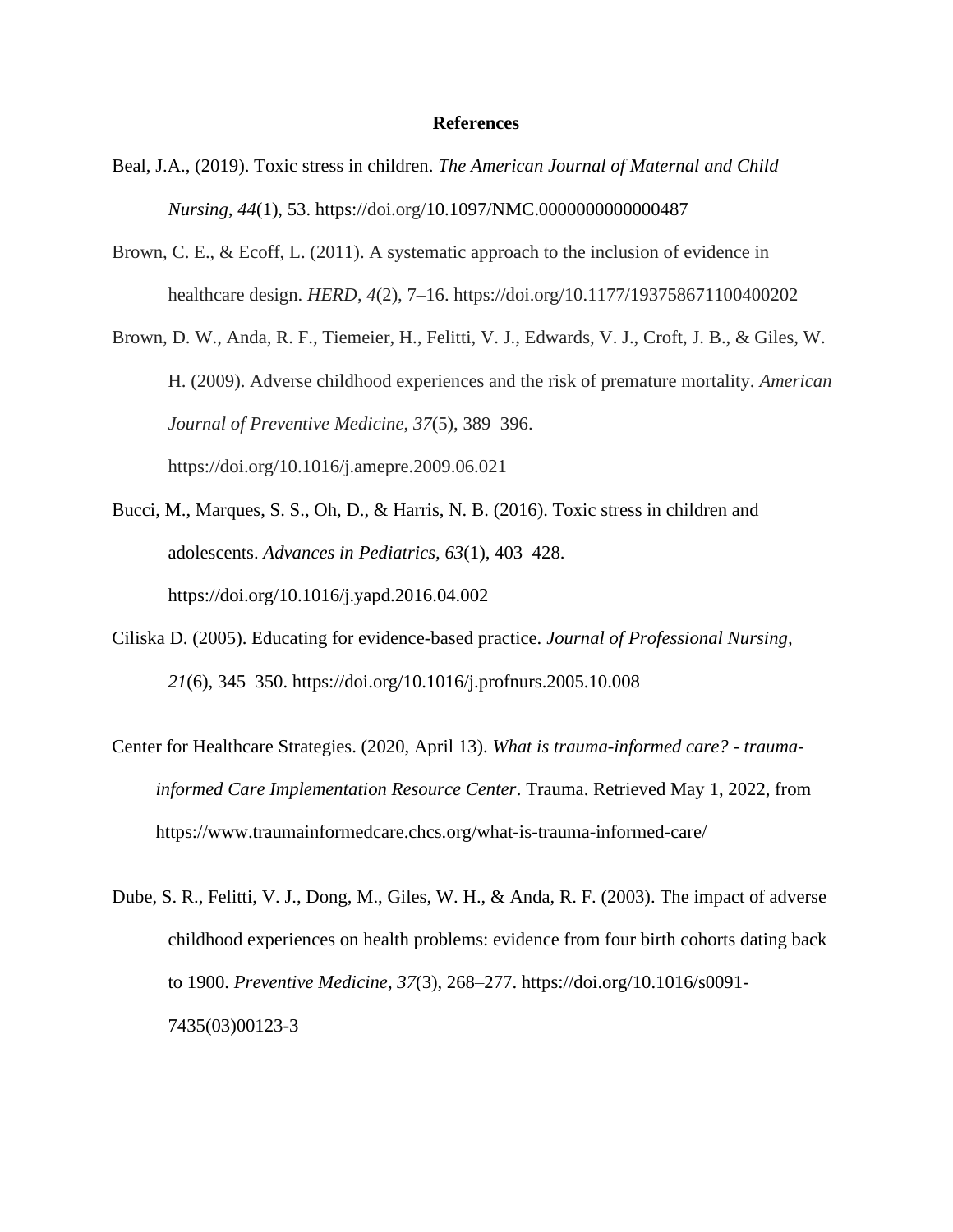# References

Beal, J.A., (2019). Toxic stress in children. *The American Journal of Maternal and Child Nursing*, *44*(1), 53. https://doi.org/10.1097/NMC.0000000000000487

Brown, C. E., & Ecoff, L. (2011). A systematic approach to the inclusion of evidence in healthcare design. *HERD*, *4*(2), 7–16. https://doi.org/10.1177/193758671100400202

Brown, D. W., Anda, R. F., Tiemeier, H., Felitti, V. J., Edwards, V. J., Croft, J. B., & Giles, W. H. (2009). Adverse childhood experiences and the risk of premature mortality. *American Journal of Preventive Medicine*, *37*(5), 389–396. https://doi.org/10.1016/j.amepre.2009.06.021

Bucci, M., Marques, S. S., Oh, D., & Harris, N. B. (2016). Toxic stress in children and adolescents. *Advances in Pediatrics, 63*(1), 403–428. https://doi.org/10.1016/j.yapd.2016.04.002

Ciliska D. (2005). Educating for evidence-based practice. *Journal of Professional Nursing*, *21*(6), 345–350. https://doi.org/10.1016/j.profnurs.2005.10.008

Center for Healthcare Strategies. (2020, April 13). *What is trauma-informed care? - trauma-informed Care Implementation Resource Center*. Trauma. Retrieved May 1, 2022, from https://www.traumainformedcare.chcs.org/what-is-trauma-informed-care/

Dube, S. R., Felitti, V. J., Dong, M., Giles, W. H., & Anda, R. F. (2003). The impact of adverse childhood experiences on health problems: evidence from four birth cohorts dating back to 1900. *Preventive Medicine, 37*(3), 268–277. https://doi.org/10.1016/s0091-7435(03)00123-3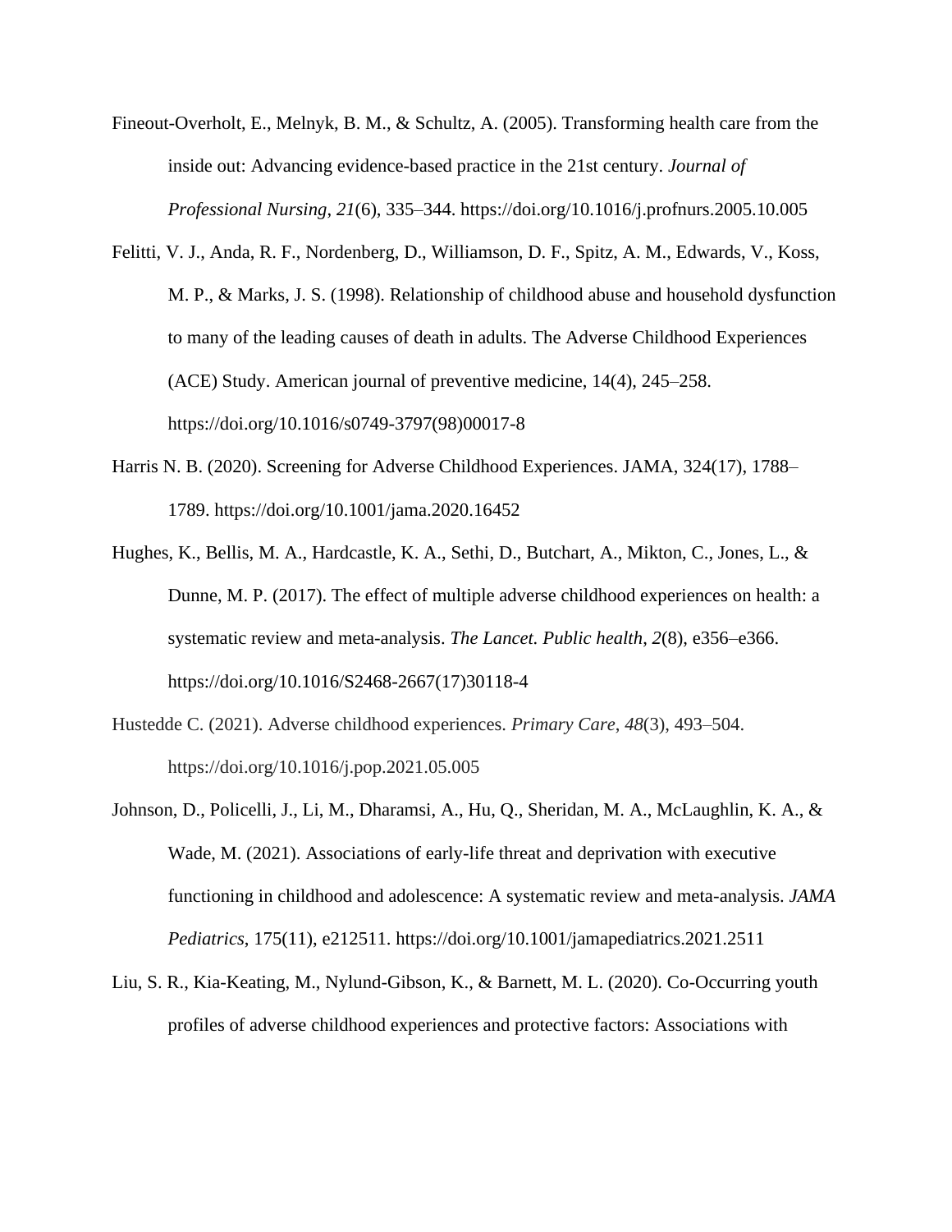Fineout-Overholt, E., Melnyk, B. M., & Schultz, A. (2005). Transforming health care from the inside out: Advancing evidence-based practice in the 21st century. *Journal of Professional Nursing*, *21*(6), 335–344. https://doi.org/10.1016/j.profnurs.2005.10.005

Felitti, V. J., Anda, R. F., Nordenberg, D., Williamson, D. F., Spitz, A. M., Edwards, V., Koss, M. P., & Marks, J. S. (1998). Relationship of childhood abuse and household dysfunction to many of the leading causes of death in adults. The Adverse Childhood Experiences (ACE) Study. American journal of preventive medicine, 14(4), 245–258. https://doi.org/10.1016/s0749-3797(98)00017-8

Harris N. B. (2020). Screening for Adverse Childhood Experiences. JAMA, 324(17), 1788–1789. https://doi.org/10.1001/jama.2020.16452

Hughes, K., Bellis, M. A., Hardcastle, K. A., Sethi, D., Butchart, A., Mikton, C., Jones, L., & Dunne, M. P. (2017). The effect of multiple adverse childhood experiences on health: a systematic review and meta-analysis. *The Lancet. Public health*, *2*(8), e356–e366. https://doi.org/10.1016/S2468-2667(17)30118-4

Hustedde C. (2021). Adverse childhood experiences. *Primary Care*, *48*(3), 493–504. https://doi.org/10.1016/j.pop.2021.05.005

Johnson, D., Policelli, J., Li, M., Dharamsi, A., Hu, Q., Sheridan, M. A., McLaughlin, K. A., & Wade, M. (2021). Associations of early-life threat and deprivation with executive functioning in childhood and adolescence: A systematic review and meta-analysis. *JAMA Pediatrics*, 175(11), e212511. https://doi.org/10.1001/jamapediatrics.2021.2511

Liu, S. R., Kia-Keating, M., Nylund-Gibson, K., & Barnett, M. L. (2020). Co-Occurring youth profiles of adverse childhood experiences and protective factors: Associations with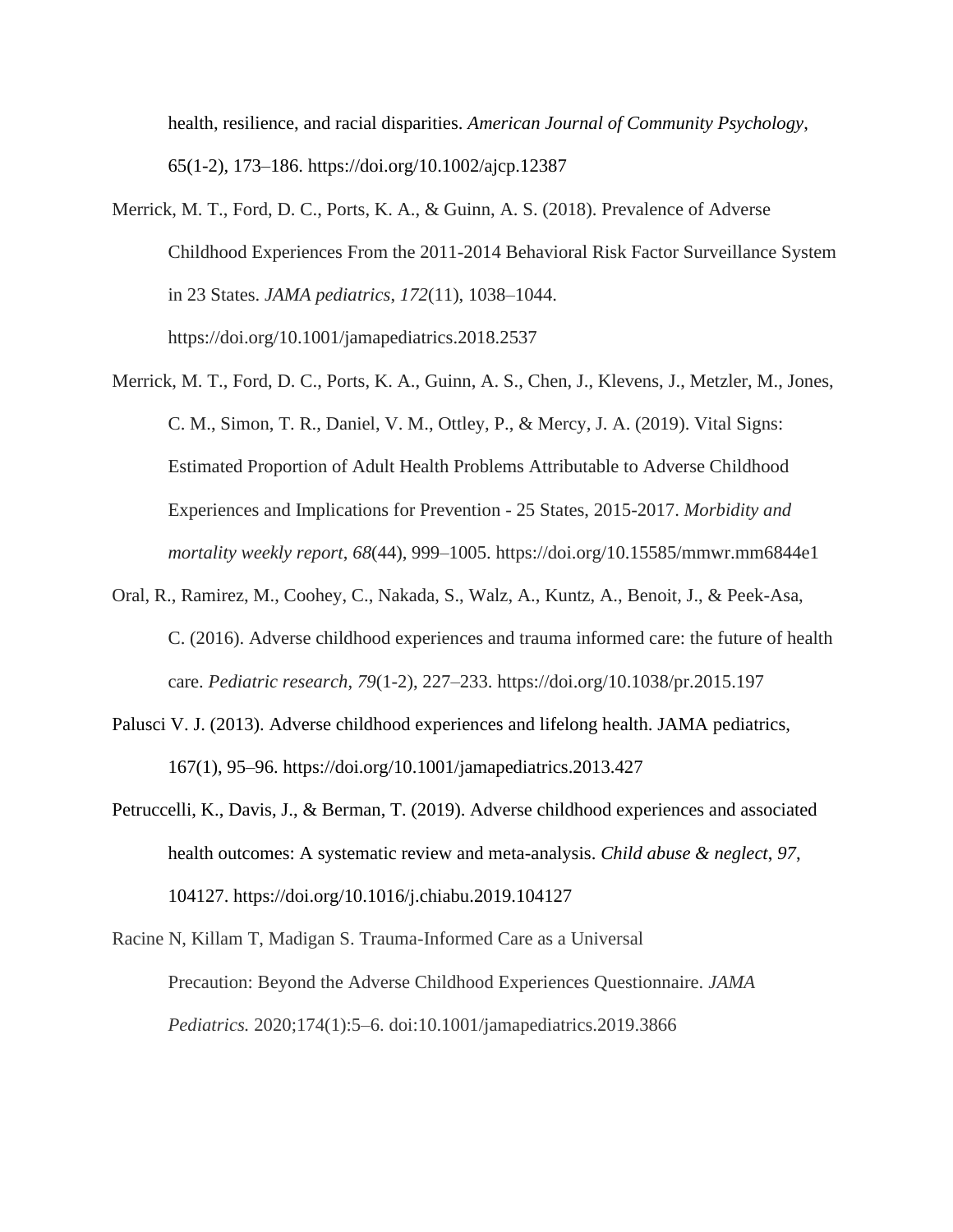health, resilience, and racial disparities. *American Journal of Community Psychology*, 65(1-2), 173–186. https://doi.org/10.1002/ajcp.12387

Merrick, M. T., Ford, D. C., Ports, K. A., & Guinn, A. S. (2018). Prevalence of Adverse Childhood Experiences From the 2011-2014 Behavioral Risk Factor Surveillance System in 23 States. *JAMA pediatrics*, *172*(11), 1038–1044. https://doi.org/10.1001/jamapediatrics.2018.2537

Merrick, M. T., Ford, D. C., Ports, K. A., Guinn, A. S., Chen, J., Klevens, J., Metzler, M., Jones, C. M., Simon, T. R., Daniel, V. M., Ottley, P., & Mercy, J. A. (2019). Vital Signs: Estimated Proportion of Adult Health Problems Attributable to Adverse Childhood Experiences and Implications for Prevention - 25 States, 2015-2017. *Morbidity and mortality weekly report*, *68*(44), 999–1005. https://doi.org/10.15585/mmwr.mm6844e1

Oral, R., Ramirez, M., Coohey, C., Nakada, S., Walz, A., Kuntz, A., Benoit, J., & Peek-Asa, C. (2016). Adverse childhood experiences and trauma informed care: the future of health care. *Pediatric research*, *79*(1-2), 227–233. https://doi.org/10.1038/pr.2015.197

Palusci V. J. (2013). Adverse childhood experiences and lifelong health. JAMA pediatrics, 167(1), 95–96. https://doi.org/10.1001/jamapediatrics.2013.427

Petruccelli, K., Davis, J., & Berman, T. (2019). Adverse childhood experiences and associated health outcomes: A systematic review and meta-analysis. *Child abuse & neglect*, *97*, 104127. https://doi.org/10.1016/j.chiabu.2019.104127

Racine N, Killam T, Madigan S. Trauma-Informed Care as a Universal Precaution: Beyond the Adverse Childhood Experiences Questionnaire. *JAMA Pediatrics.* 2020;174(1):5–6. doi:10.1001/jamapediatrics.2019.3866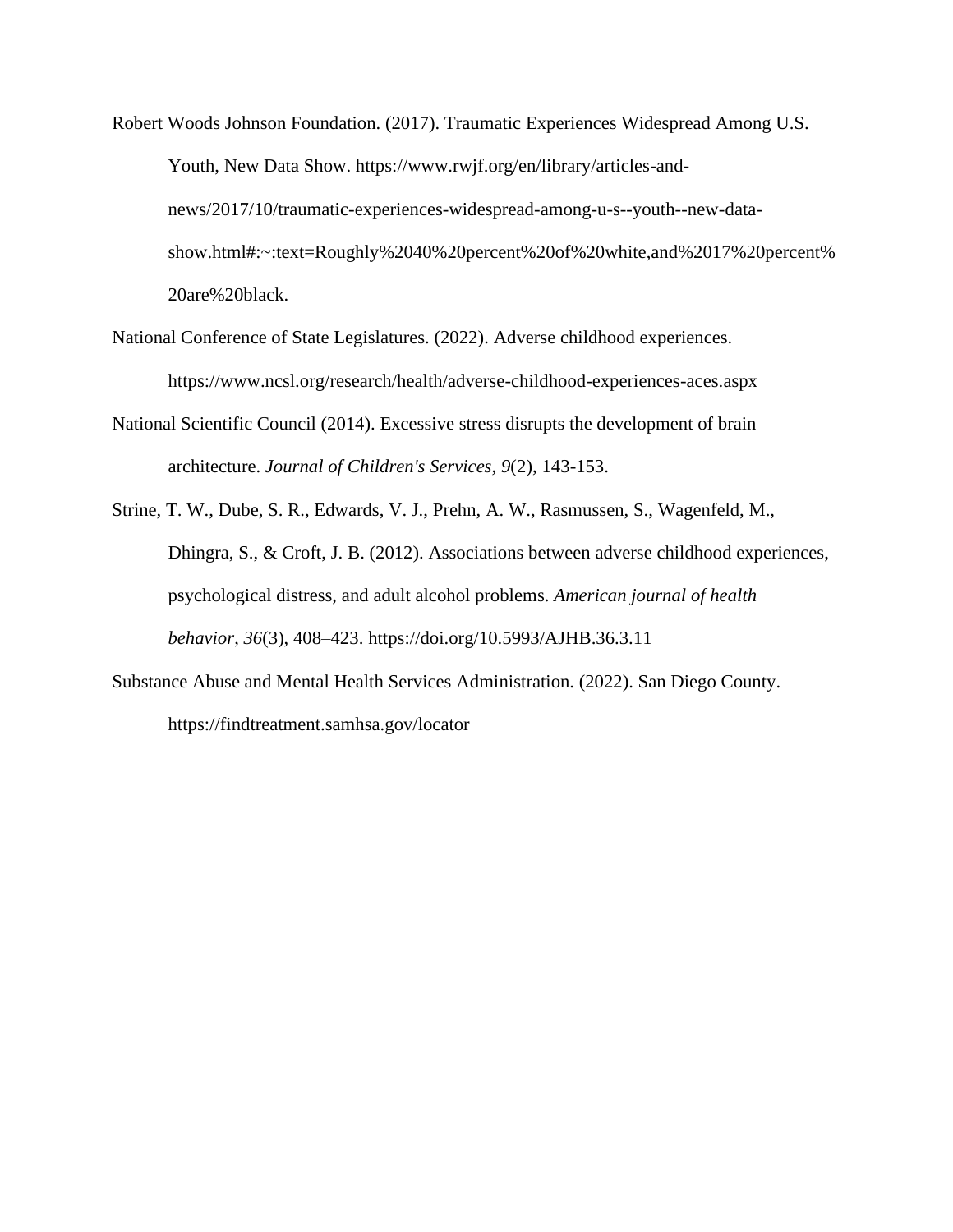Robert Woods Johnson Foundation. (2017). Traumatic Experiences Widespread Among U.S. Youth, New Data Show. https://www.rwjf.org/en/library/articles-and-news/2017/10/traumatic-experiences-widespread-among-u-s--youth--new-data-show.html#:~:text=Roughly%2040%20percent%20of%20white,and%2017%20percent%20are%20black.

National Conference of State Legislatures. (2022). Adverse childhood experiences. https://www.ncsl.org/research/health/adverse-childhood-experiences-aces.aspx

National Scientific Council (2014). Excessive stress disrupts the development of brain architecture. *Journal of Children's Services*, *9*(2), 143-153.

Strine, T. W., Dube, S. R., Edwards, V. J., Prehn, A. W., Rasmussen, S., Wagenfeld, M., Dhingra, S., & Croft, J. B. (2012). Associations between adverse childhood experiences, psychological distress, and adult alcohol problems. *American journal of health behavior*, *36*(3), 408–423. https://doi.org/10.5993/AJHB.36.3.11

Substance Abuse and Mental Health Services Administration. (2022). San Diego County. https://findtreatment.samhsa.gov/locator